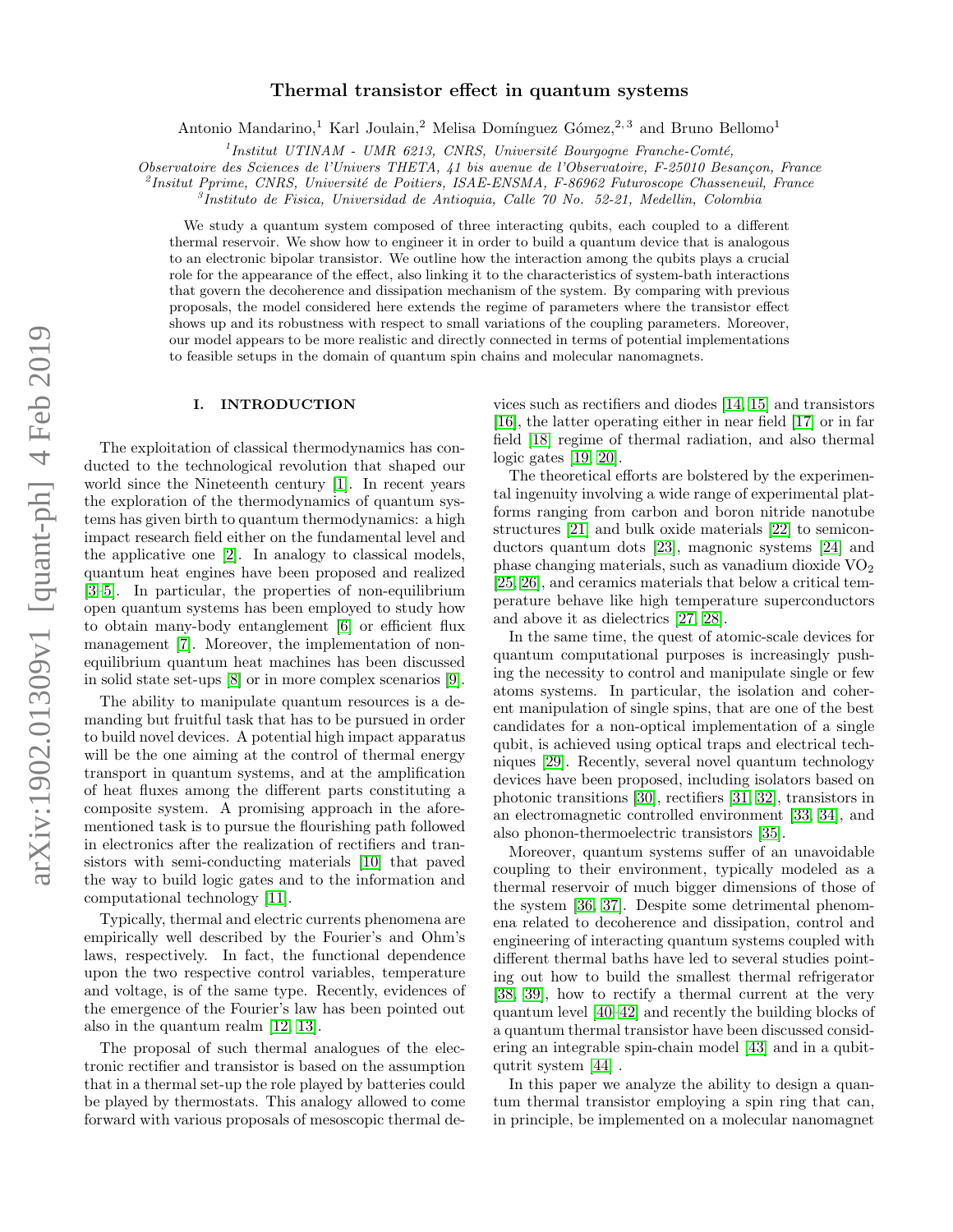# Thermal transistor effect in quantum systems

Antonio Mandarino,[1] Karl Joulain,[2] Melisa Domínguez Gómez,[2,3] and Bruno Bellomo[1]

[1] *Institut UTINAM - UMR 6213, CNRS, Université Bourgogne Franche-Comté, Observatoire des Sciences de l'Univers THETA, 41 bis avenue de l'Observatoire, F-25010 Besançon, France*
[2] *Insitut Pprime, CNRS, Université de Poitiers, ISAE-ENSMA, F-86962 Futuroscope Chasseneuil, France*
[3] *Instituto de Fisica, Universidad de Antioquia, Calle 70 No. 52-21, Medellin, Colombia*

We study a quantum system composed of three interacting qubits, each coupled to a different thermal reservoir. We show how to engineer it in order to build a quantum device that is analogous to an electronic bipolar transistor. We outline how the interaction among the qubits plays a crucial role for the appearance of the effect, also linking it to the characteristics of system-bath interactions that govern the decoherence and dissipation mechanism of the system. By comparing with previous proposals, the model considered here extends the regime of parameters where the transistor effect shows up and its robustness with respect to small variations of the coupling parameters. Moreover, our model appears to be more realistic and directly connected in terms of potential implementations to feasible setups in the domain of quantum spin chains and molecular nanomagnets.

## I. INTRODUCTION

The exploitation of classical thermodynamics has conducted to the technological revolution that shaped our world since the Nineteenth century [1]. In recent years the exploration of the thermodynamics of quantum systems has given birth to quantum thermodynamics: a high impact research field either on the fundamental level and the applicative one [2]. In analogy to classical models, quantum heat engines have been proposed and realized [3–5]. In particular, the properties of non-equilibrium open quantum systems has been employed to study how to obtain many-body entanglement [6] or efficient flux management [7]. Moreover, the implementation of non-equilibrium quantum heat machines has been discussed in solid state set-ups [8] or in more complex scenarios [9].

The ability to manipulate quantum resources is a demanding but fruitful task that has to be pursued in order to build novel devices. A potential high impact apparatus will be the one aiming at the control of thermal energy transport in quantum systems, and at the amplification of heat fluxes among the different parts constituting a composite system. A promising approach in the aforementioned task is to pursue the flourishing path followed in electronics after the realization of rectifiers and transistors with semi-conducting materials [10] that paved the way to build logic gates and to the information and computational technology [11].

Typically, thermal and electric currents phenomena are empirically well described by the Fourier's and Ohm's laws, respectively. In fact, the functional dependence upon the two respective control variables, temperature and voltage, is of the same type. Recently, evidences of the emergence of the Fourier's law has been pointed out also in the quantum realm [12, 13].

The proposal of such thermal analogues of the electronic rectifier and transistor is based on the assumption that in a thermal set-up the role played by batteries could be played by thermostats. This analogy allowed to come forward with various proposals of mesoscopic thermal devices such as rectifiers and diodes [14, 15] and transistors [16], the latter operating either in near field [17] or in far field [18] regime of thermal radiation, and also thermal logic gates [19, 20].

The theoretical efforts are bolstered by the experimental ingenuity involving a wide range of experimental platforms ranging from carbon and boron nitride nanotube structures [21] and bulk oxide materials [22] to semiconductors quantum dots [23], magnonic systems [24] and phase changing materials, such as vanadium dioxide $VO_2$ [25, 26], and ceramics materials that below a critical temperature behave like high temperature superconductors and above it as dielectrics [27, 28].

In the same time, the quest of atomic-scale devices for quantum computational purposes is increasingly pushing the necessity to control and manipulate single or few atoms systems. In particular, the isolation and coherent manipulation of single spins, that are one of the best candidates for a non-optical implementation of a single qubit, is achieved using optical traps and electrical techniques [29]. Recently, several novel quantum technology devices have been proposed, including isolators based on photonic transitions [30], rectifiers [31, 32], transistors in an electromagnetic controlled environment [33, 34], and also phonon-thermoelectric transistors [35].

Moreover, quantum systems suffer of an unavoidable coupling to their environment, typically modeled as a thermal reservoir of much bigger dimensions of those of the system [36, 37]. Despite some detrimental phenomena related to decoherence and dissipation, control and engineering of interacting quantum systems coupled with different thermal baths have led to several studies pointing out how to build the smallest thermal refrigerator [38, 39], how to rectify a thermal current at the very quantum level [40–42] and recently the building blocks of a quantum thermal transistor have been discussed considering an integrable spin-chain model [43] and in a qubit-qutrit system [44] .

In this paper we analyze the ability to design a quantum thermal transistor employing a spin ring that can, in principle, be implemented on a molecular nanomagnet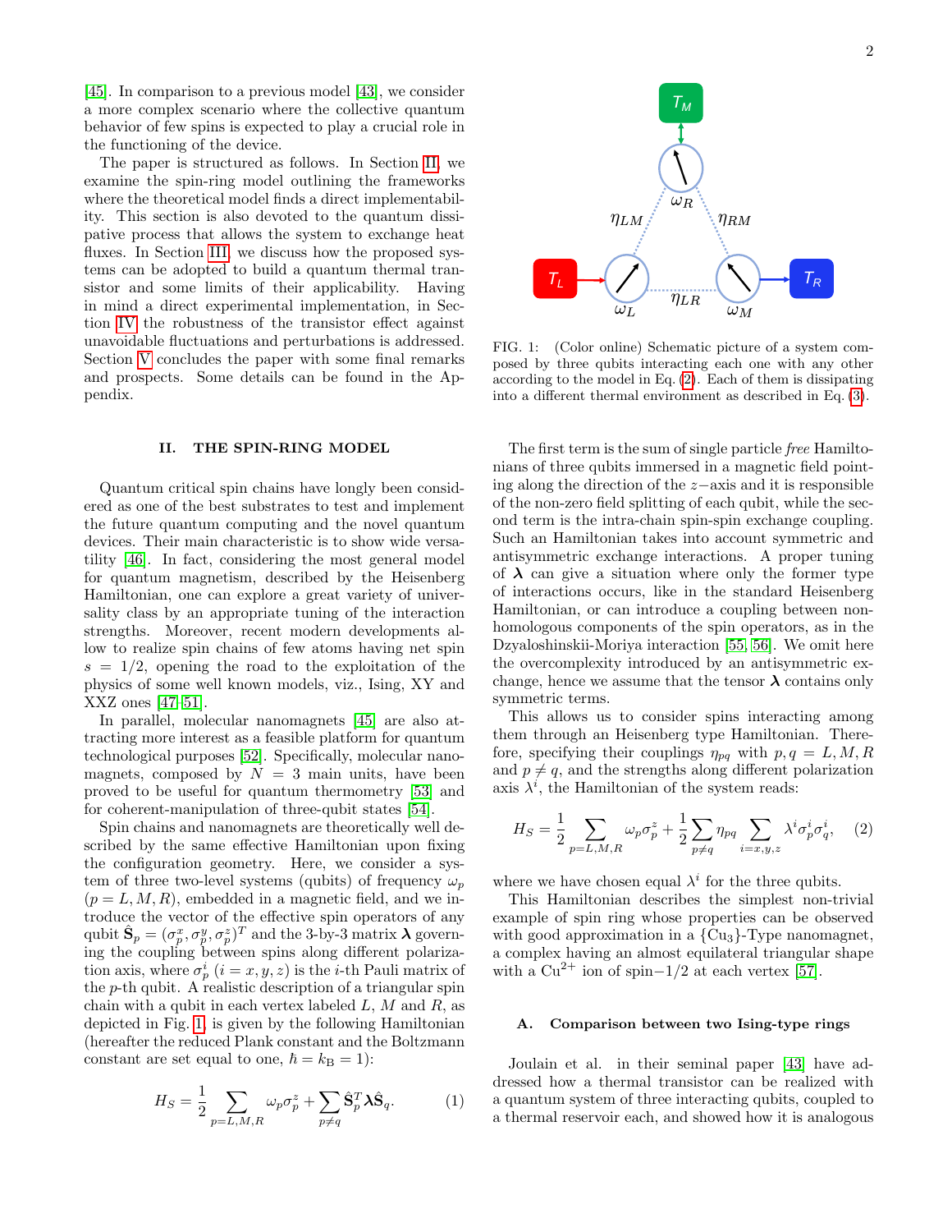[45]. In comparison to a previous model [43], we consider a more complex scenario where the collective quantum behavior of few spins is expected to play a crucial role in the functioning of the device.

The paper is structured as follows. In Section II, we examine the spin-ring model outlining the frameworks where the theoretical model finds a direct implementability. This section is also devoted to the quantum dissipative process that allows the system to exchange heat fluxes. In Section III, we discuss how the proposed systems can be adopted to build a quantum thermal transistor and some limits of their applicability. Having in mind a direct experimental implementation, in Section IV the robustness of the transistor effect against unavoidable fluctuations and perturbations is addressed. Section V concludes the paper with some final remarks and prospects. Some details can be found in the Appendix.

## II. THE SPIN-RING MODEL

Quantum critical spin chains have longly been considered as one of the best substrates to test and implement the future quantum computing and the novel quantum devices. Their main characteristic is to show wide versatility [46]. In fact, considering the most general model for quantum magnetism, described by the Heisenberg Hamiltonian, one can explore a great variety of universality class by an appropriate tuning of the interaction strengths. Moreover, recent modern developments allow to realize spin chains of few atoms having net spin $s = 1/2$, opening the road to the exploitation of the physics of some well known models, viz., Ising, XY and XXZ ones [47–51].

In parallel, molecular nanomagnets [45] are also attracting more interest as a feasible platform for quantum technological purposes [52]. Specifically, molecular nanomagnets, composed by $N = 3$ main units, have been proved to be useful for quantum thermometry [53] and for coherent-manipulation of three-qubit states [54].

Spin chains and nanomagnets are theoretically well described by the same effective Hamiltonian upon fixing the configuration geometry. Here, we consider a system of three two-level systems (qubits) of frequency $\omega_p$ ($p = L, M, R$), embedded in a magnetic field, and we introduce the vector of the effective spin operators of any qubit $\hat{\mathbf{S}}_p = (\sigma_p^x, \sigma_p^y, \sigma_p^z)^T$ and the 3-by-3 matrix $\boldsymbol{\lambda}$ governing the coupling between spins along different polarization axis, where $\sigma_p^i$ ($i = x, y, z$) is the $i$-th Pauli matrix of the $p$-th qubit. A realistic description of a triangular spin chain with a qubit in each vertex labeled $L$, $M$ and $R$, as depicted in Fig. 1, is given by the following Hamiltonian (hereafter the reduced Plank constant and the Boltzmann constant are set equal to one, $\hbar = k_B = 1$):

$$H_S = \frac{1}{2} \sum_{p=L,M,R} \omega_p \sigma_p^z + \sum_{p \neq q} \hat{\mathbf{S}}_p^T \boldsymbol{\lambda} \hat{\mathbf{S}}_q. \tag{1}$$

FIG. 1: (Color online) Schematic picture of a system composed by three qubits interacting each one with any other according to the model in Eq. (2). Each of them is dissipating into a different thermal environment as described in Eq. (3).

The first term is the sum of single particle *free* Hamiltonians of three qubits immersed in a magnetic field pointing along the direction of the $z-$axis and it is responsible of the non-zero field splitting of each qubit, while the second term is the intra-chain spin-spin exchange coupling. Such an Hamiltonian takes into account symmetric and antisymmetric exchange interactions. A proper tuning of $\boldsymbol{\lambda}$ can give a situation where only the former type of interactions occurs, like in the standard Heisenberg Hamiltonian, or can introduce a coupling between non-homologous components of the spin operators, as in the Dzyaloshinskii-Moriya interaction [55, 56]. We omit here the overcomplexity introduced by an antisymmetric exchange, hence we assume that the tensor $\boldsymbol{\lambda}$ contains only symmetric terms.

This allows us to consider spins interacting among them through an Heisenberg type Hamiltonian. Therefore, specifying their couplings $\eta_{pq}$ with $p, q = L, M, R$ and $p \neq q$, and the strengths along different polarization axis $\lambda^i$, the Hamiltonian of the system reads:

$$H_S = \frac{1}{2} \sum_{p=L,M,R} \omega_p \sigma_p^z + \frac{1}{2} \sum_{p \neq q} \eta_{pq} \sum_{i=x,y,z} \lambda^i \sigma_p^i \sigma_q^i, \tag{2}$$

where we have chosen equal $\lambda^i$ for the three qubits.

This Hamiltonian describes the simplest non-trivial example of spin ring whose properties can be observed with good approximation in a $\{Cu_3\}$-Type nanomagnet, a complex having an almost equilateral triangular shape with a $Cu^{2+}$ ion of spin$-1/2$ at each vertex [57].

### A. Comparison between two Ising-type rings

Joulain et al. in their seminal paper [43] have addressed how a thermal transistor can be realized with a quantum system of three interacting qubits, coupled to a thermal reservoir each, and showed how it is analogous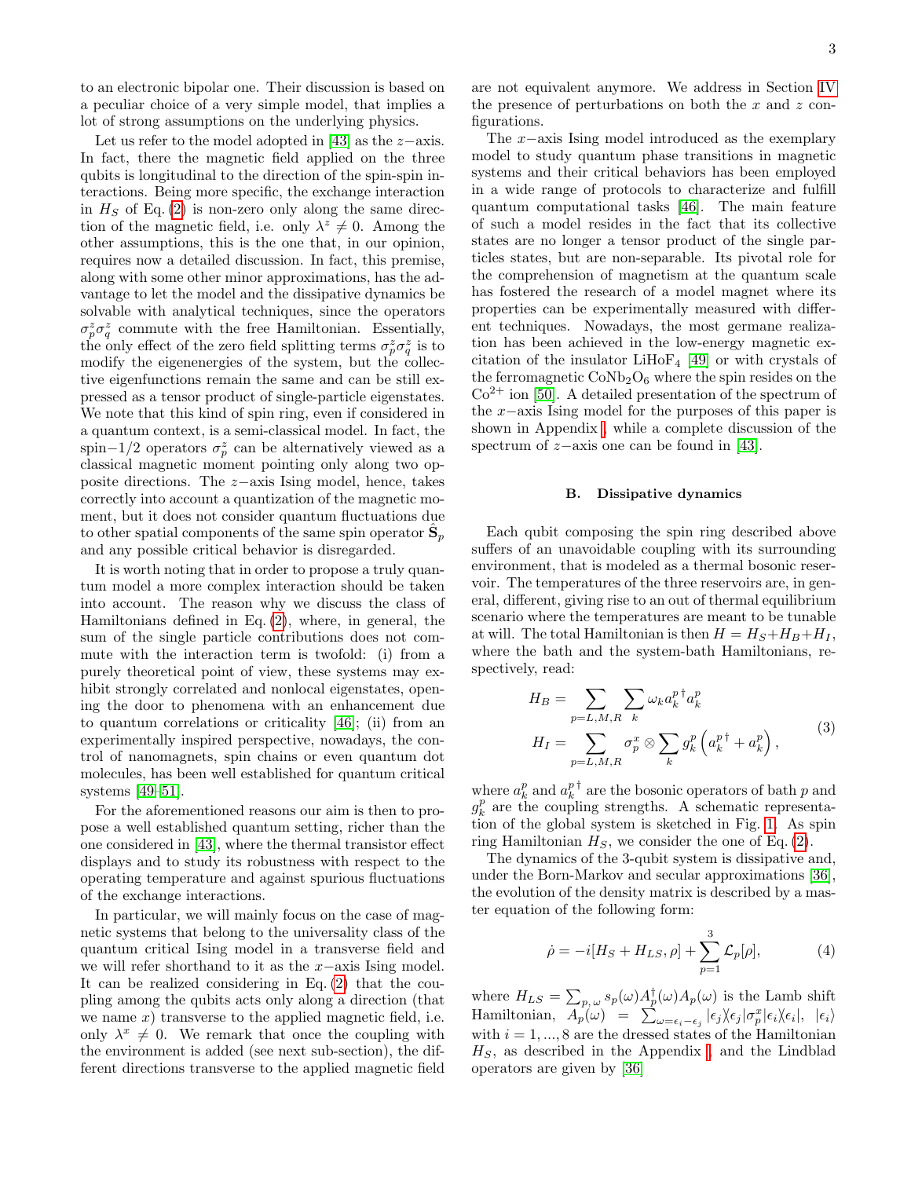to an electronic bipolar one. Their discussion is based on a peculiar choice of a very simple model, that implies a lot of strong assumptions on the underlying physics.

Let us refer to the model adopted in [43] as the $z-$axis. In fact, there the magnetic field applied on the three qubits is longitudinal to the direction of the spin-spin interactions. Being more specific, the exchange interaction in $H_S$ of Eq. (2) is non-zero only along the same direction of the magnetic field, i.e. only $\lambda^z \neq 0$. Among the other assumptions, this is the one that, in our opinion, requires now a detailed discussion. In fact, this premise, along with some other minor approximations, has the advantage to let the model and the dissipative dynamics be solvable with analytical techniques, since the operators $\sigma_p^z\sigma_q^z$ commute with the free Hamiltonian. Essentially, the only effect of the zero field splitting terms $\sigma_p^z\sigma_q^z$ is to modify the eigenenergies of the system, but the collective eigenfunctions remain the same and can be still expressed as a tensor product of single-particle eigenstates. We note that this kind of spin ring, even if considered in a quantum context, is a semi-classical model. In fact, the spin$-1/2$ operators $\sigma_p^z$ can be alternatively viewed as a classical magnetic moment pointing only along two opposite directions. The $z-$axis Ising model, hence, takes correctly into account a quantization of the magnetic moment, but it does not consider quantum fluctuations due to other spatial components of the same spin operator $\hat{\mathbf{S}}_p$ and any possible critical behavior is disregarded.

It is worth noting that in order to propose a truly quantum model a more complex interaction should be taken into account. The reason why we discuss the class of Hamiltonians defined in Eq. (2), where, in general, the sum of the single particle contributions does not commute with the interaction term is twofold: (i) from a purely theoretical point of view, these systems may exhibit strongly correlated and nonlocal eigenstates, opening the door to phenomena with an enhancement due to quantum correlations or criticality [46]; (ii) from an experimentally inspired perspective, nowadays, the control of nanomagnets, spin chains or even quantum dot molecules, has been well established for quantum critical systems [49–51].

For the aforementioned reasons our aim is then to propose a well established quantum setting, richer than the one considered in [43], where the thermal transistor effect displays and to study its robustness with respect to the operating temperature and against spurious fluctuations of the exchange interactions.

In particular, we will mainly focus on the case of magnetic systems that belong to the universality class of the quantum critical Ising model in a transverse field and we will refer shorthand to it as the $x-$axis Ising model. It can be realized considering in Eq. (2) that the coupling among the qubits acts only along a direction (that we name $x$) transverse to the applied magnetic field, i.e. only $\lambda^x \neq 0$. We remark that once the coupling with the environment is added (see next sub-section), the different directions transverse to the applied magnetic field are not equivalent anymore. We address in Section IV the presence of perturbations on both the $x$ and $z$ configurations.

The $x-$axis Ising model introduced as the exemplary model to study quantum phase transitions in magnetic systems and their critical behaviors has been employed in a wide range of protocols to characterize and fulfill quantum computational tasks [46]. The main feature of such a model resides in the fact that its collective states are no longer a tensor product of the single particles states, but are non-separable. Its pivotal role for the comprehension of magnetism at the quantum scale has fostered the research of a model magnet where its properties can be experimentally measured with different techniques. Nowadays, the most germane realization has been achieved in the low-energy magnetic excitation of the insulator $\mathrm{LiHoF_4}$ [49] or with crystals of the ferromagnetic $\mathrm{CoNb_2O_6}$ where the spin resides on the $\mathrm{Co^{2+}}$ ion [50]. A detailed presentation of the spectrum of the $x-$axis Ising model for the purposes of this paper is shown in Appendix I, while a complete discussion of the spectrum of $z-$axis one can be found in [43].

### B. Dissipative dynamics

Each qubit composing the spin ring described above suffers of an unavoidable coupling with its surrounding environment, that is modeled as a thermal bosonic reservoir. The temperatures of the three reservoirs are, in general, different, giving rise to an out of thermal equilibrium scenario where the temperatures are meant to be tunable at will. The total Hamiltonian is then $H = H_S + H_B + H_I$, where the bath and the system-bath Hamiltonians, respectively, read:

$$
\begin{aligned}
H_B &= \sum_{p=L,M,R} \sum_k \omega_k a_k^{p\,\dagger} a_k^p \\
H_I &= \sum_{p=L,M,R} \sigma_p^x \otimes \sum_k g_k^p \left( a_k^{p\,\dagger} + a_k^p \right),
\end{aligned}
\tag{3}
$$

where $a_k^p$ and $a_k^{p\,\dagger}$ are the bosonic operators of bath $p$ and $g_k^p$ are the coupling strengths. A schematic representation of the global system is sketched in Fig. 1. As spin ring Hamiltonian $H_S$, we consider the one of Eq. (2).

The dynamics of the 3-qubit system is dissipative and, under the Born-Markov and secular approximations [36], the evolution of the density matrix is described by a master equation of the following form:

$$
\dot{\rho} = -i[H_S + H_{LS}, \rho] + \sum_{p=1}^{3} \mathcal{L}_p[\rho], \tag{4}
$$

where $H_{LS} = \sum_{p,\,\omega} s_p(\omega) A_p^\dagger(\omega) A_p(\omega)$ is the Lamb shift Hamiltonian, $A_p(\omega) = \sum_{\omega=\epsilon_i-\epsilon_j} |\epsilon_j\rangle\langle\epsilon_j|\sigma_p^x|\epsilon_i\rangle\langle\epsilon_i|$, $|\epsilon_i\rangle$ with $i = 1, ..., 8$ are the dressed states of the Hamiltonian $H_S$, as described in the Appendix I and the Lindblad operators are given by [36]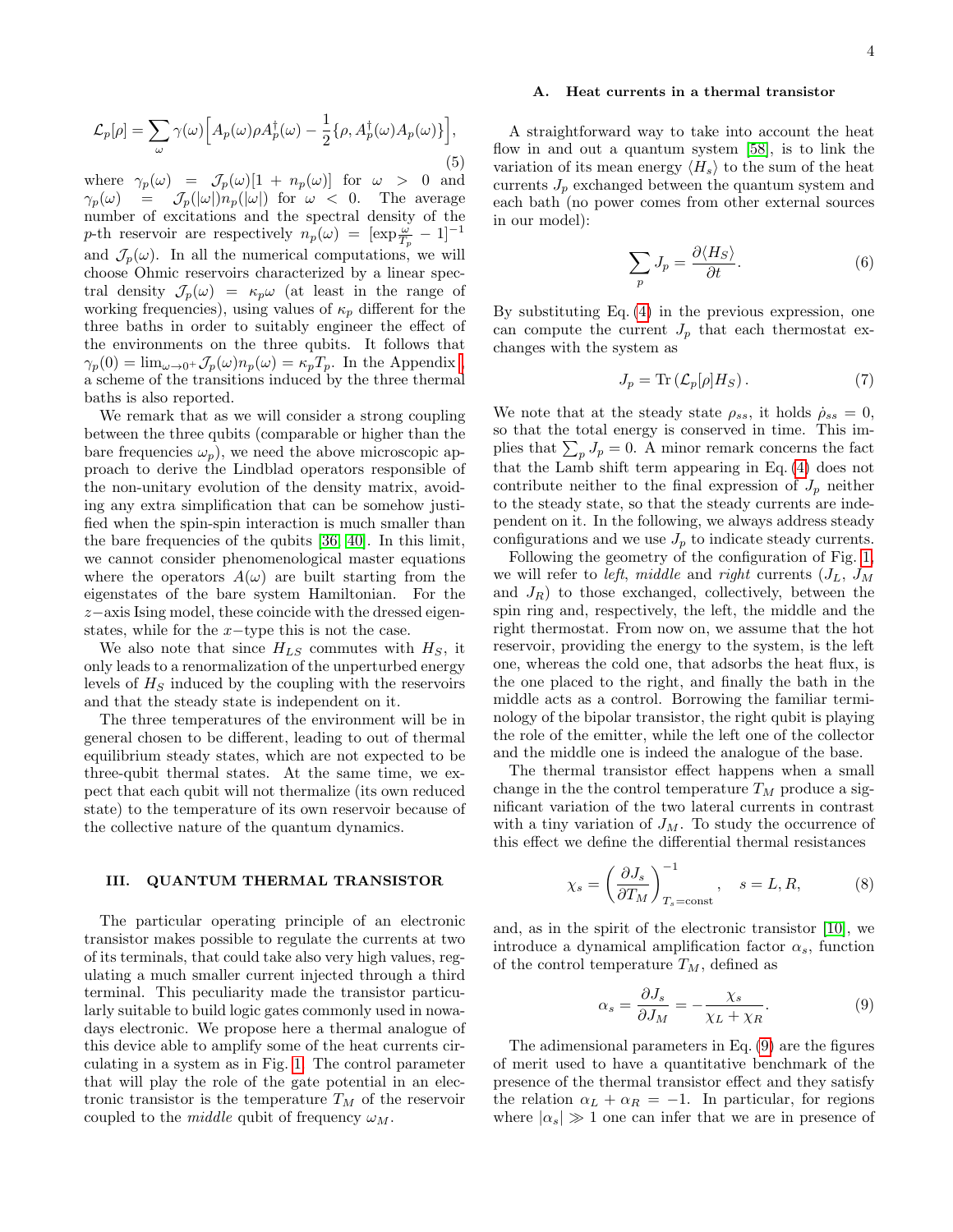$$\mathcal{L}_p[\rho] = \sum_\omega \gamma(\omega)\Big[A_p(\omega)\rho A_p^\dagger(\omega) - \frac{1}{2}\{\rho, A_p^\dagger(\omega)A_p(\omega)\}\Big], \tag{5}$$

where $\gamma_p(\omega) = \mathcal{J}_p(\omega)[1 + n_p(\omega)]$ for $\omega > 0$ and $\gamma_p(\omega) = \mathcal{J}_p(|\omega|)n_p(|\omega|)$ for $\omega < 0$. The average number of excitations and the spectral density of the $p$-th reservoir are respectively $n_p(\omega) = [\exp\frac{\omega}{T_p} - 1]^{-1}$ and $\mathcal{J}_p(\omega)$. In all the numerical computations, we will choose Ohmic reservoirs characterized by a linear spectral density $\mathcal{J}_p(\omega) = \kappa_p\omega$ (at least in the range of working frequencies), using values of $\kappa_p$ different for the three baths in order to suitably engineer the effect of the environments on the three qubits. It follows that $\gamma_p(0) = \lim_{\omega\to 0^+}\mathcal{J}_p(\omega)n_p(\omega) = \kappa_p T_p$. In the Appendix , a scheme of the transitions induced by the three thermal baths is also reported.

We remark that as we will consider a strong coupling between the three qubits (comparable or higher than the bare frequencies $\omega_p$), we need the above microscopic approach to derive the Lindblad operators responsible of the non-unitary evolution of the density matrix, avoiding any extra simplification that can be somehow justified when the spin-spin interaction is much smaller than the bare frequencies of the qubits [36, 40]. In this limit, we cannot consider phenomenological master equations where the operators $A(\omega)$ are built starting from the eigenstates of the bare system Hamiltonian. For the $z-$axis Ising model, these coincide with the dressed eigenstates, while for the $x-$type this is not the case.

We also note that since $H_{LS}$ commutes with $H_S$, it only leads to a renormalization of the unperturbed energy levels of $H_S$ induced by the coupling with the reservoirs and that the steady state is independent on it.

The three temperatures of the environment will be in general chosen to be different, leading to out of thermal equilibrium steady states, which are not expected to be three-qubit thermal states. At the same time, we expect that each qubit will not thermalize (its own reduced state) to the temperature of its own reservoir because of the collective nature of the quantum dynamics.

## III. QUANTUM THERMAL TRANSISTOR

The particular operating principle of an electronic transistor makes possible to regulate the currents at two of its terminals, that could take also very high values, regulating a much smaller current injected through a third terminal. This peculiarity made the transistor particularly suitable to build logic gates commonly used in nowadays electronic. We propose here a thermal analogue of this device able to amplify some of the heat currents circulating in a system as in Fig. 1. The control parameter that will play the role of the gate potential in an electronic transistor is the temperature $T_M$ of the reservoir coupled to the *middle* qubit of frequency $\omega_M$.

### A. Heat currents in a thermal transistor

A straightforward way to take into account the heat flow in and out a quantum system [58], is to link the variation of its mean energy $\langle H_s\rangle$ to the sum of the heat currents $J_p$ exchanged between the quantum system and each bath (no power comes from other external sources in our model):

$$\sum_p J_p = \frac{\partial\langle H_S\rangle}{\partial t}. \tag{6}$$

By substituting Eq. (4) in the previous expression, one can compute the current $J_p$ that each thermostat exchanges with the system as

$$J_p = \mathrm{Tr}\left(\mathcal{L}_p[\rho]H_S\right). \tag{7}$$

We note that at the steady state $\rho_{ss}$, it holds $\dot{\rho}_{ss} = 0$, so that the total energy is conserved in time. This implies that $\sum_p J_p = 0$. A minor remark concerns the fact that the Lamb shift term appearing in Eq. (4) does not contribute neither to the final expression of $J_p$ neither to the steady state, so that the steady currents are independent on it. In the following, we always address steady configurations and we use $J_p$ to indicate steady currents.

Following the geometry of the configuration of Fig. 1, we will refer to *left*, *middle* and *right* currents ($J_L$, $J_M$ and $J_R$) to those exchanged, collectively, between the spin ring and, respectively, the left, the middle and the right thermostat. From now on, we assume that the hot reservoir, providing the energy to the system, is the left one, whereas the cold one, that adsorbs the heat flux, is the one placed to the right, and finally the bath in the middle acts as a control. Borrowing the familiar terminology of the bipolar transistor, the right qubit is playing the role of the emitter, while the left one of the collector and the middle one is indeed the analogue of the base.

The thermal transistor effect happens when a small change in the the control temperature $T_M$ produce a significant variation of the two lateral currents in contrast with a tiny variation of $J_M$. To study the occurrence of this effect we define the differential thermal resistances

$$\chi_s = \left(\frac{\partial J_s}{\partial T_M}\right)^{-1}_{T_s=\text{const}}, \quad s = L, R, \tag{8}$$

and, as in the spirit of the electronic transistor [10], we introduce a dynamical amplification factor $\alpha_s$, function of the control temperature $T_M$, defined as

$$\alpha_s = \frac{\partial J_s}{\partial J_M} = -\frac{\chi_s}{\chi_L + \chi_R}. \tag{9}$$

The adimensional parameters in Eq. (9) are the figures of merit used to have a quantitative benchmark of the presence of the thermal transistor effect and they satisfy the relation $\alpha_L + \alpha_R = -1$. In particular, for regions where $|\alpha_s| \gg 1$ one can infer that we are in presence of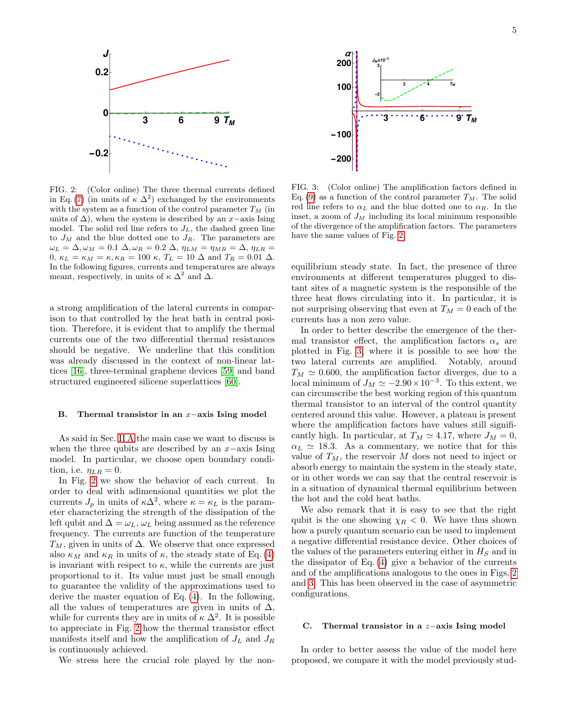FIG. 2: (Color online) The three thermal currents defined in Eq. (7) (in units of $\kappa\ \Delta^2$) exchanged by the environments with the system as a function of the control parameter $T_M$ (in units of $\Delta$), when the system is described by an $x-$axis Ising model. The solid red line refers to $J_L$, the dashed green line to $J_M$ and the blue dotted one to $J_R$. The parameters are $\omega_L = \Delta, \omega_M = 0.1\ \Delta, \omega_R = 0.2\ \Delta$, $\eta_{LM} = \eta_{MR} = \Delta$, $\eta_{LR} = 0$, $\kappa_L = \kappa_M = \kappa, \kappa_R = 100\ \kappa$, $T_L = 10\ \Delta$ and $T_R = 0.01\ \Delta$. In the following figures, currents and temperatures are always meant, respectively, in units of $\kappa\ \Delta^2$ and $\Delta$.

FIG. 3: (Color online) The amplification factors defined in Eq. (9) as a function of the control parameter $T_M$. The solid red line refers to $\alpha_L$ and the blue dotted one to $\alpha_R$. In the inset, a zoom of $J_M$ including its local minimum responsible of the divergence of the amplification factors. The parameters have the same values of Fig. 2.

a strong amplification of the lateral currents in comparison to that controlled by the heat bath in central position. Therefore, it is evident that to amplify the thermal currents one of the two differential thermal resistances should be negative. We underline that this condition was already discussed in the context of non-linear lattices [16], three-terminal graphene devices [59] and band structured engineered silicene superlattices [60].

### B. Thermal transistor in an $x-$axis Ising model

As said in Sec. II A the main case we want to discuss is when the three qubits are described by an $x-$axis Ising model. In particular, we choose open boundary condition, i.e. $\eta_{LR} = 0$.

In Fig. 2 we show the behavior of each current. In order to deal with adimensional quantities we plot the currents $J_p$ in units of $\kappa\Delta^2$, where $\kappa = \kappa_L$ is the parameter characterizing the strength of the dissipation of the left qubit and $\Delta = \omega_L$, $\omega_L$ being assumed as the reference frequency. The currents are function of the temperature $T_M$, given in units of $\Delta$. We observe that once expressed also $\kappa_M$ and $\kappa_R$ in units of $\kappa$, the steady state of Eq. (4) is invariant with respect to $\kappa$, while the currents are just proportional to it. Its value must just be small enough to guarantee the validity of the approximations used to derive the master equation of Eq. (4). In the following, all the values of temperatures are given in units of $\Delta$, while for currents they are in units of $\kappa\ \Delta^2$. It is possible to appreciate in Fig. 2 how the thermal transistor effect manifests itself and how the amplification of $J_L$ and $J_R$ is continuously achieved.

We stress here the crucial role played by the non-equilibrium steady state. In fact, the presence of three environments at different temperatures plugged to distant sites of a magnetic system is the responsible of the three heat flows circulating into it. In particular, it is not surprising observing that even at $T_M = 0$ each of the currents has a non zero value.

In order to better describe the emergence of the thermal transistor effect, the amplification factors $\alpha_s$ are plotted in Fig. 3, where it is possible to see how the two lateral currents are amplified. Notably, around $T_M \simeq 0.600$, the amplification factor diverges, due to a local minimum of $J_M \simeq -2.90\times10^{-3}$. To this extent, we can circumscribe the best working region of this quantum thermal transistor to an interval of the control quantity centered around this value. However, a plateau is present where the amplification factors have values still significantly high. In particular, at $T_M \simeq 4.17$, where $J_M = 0$, $\alpha_L \simeq 18.3$. As a commentary, we notice that for this value of $T_M$, the reservoir $M$ does not need to inject or absorb energy to maintain the system in the steady state, or in other words we can say that the central reservoir is in a situation of dynamical thermal equilibrium between the hot and the cold heat baths.

We also remark that it is easy to see that the right qubit is the one showing $\chi_R < 0$. We have thus shown how a purely quantum scenario can be used to implement a negative differential resistance device. Other choices of the values of the parameters entering either in $H_S$ and in the dissipator of Eq. (4) give a behavior of the currents and of the amplifications analogous to the ones in Figs. 2 and 3. This has been observed in the case of asymmetric configurations.

### C. Thermal transistor in a $z-$axis Ising model

In order to better assess the value of the model here proposed, we compare it with the model previously stud-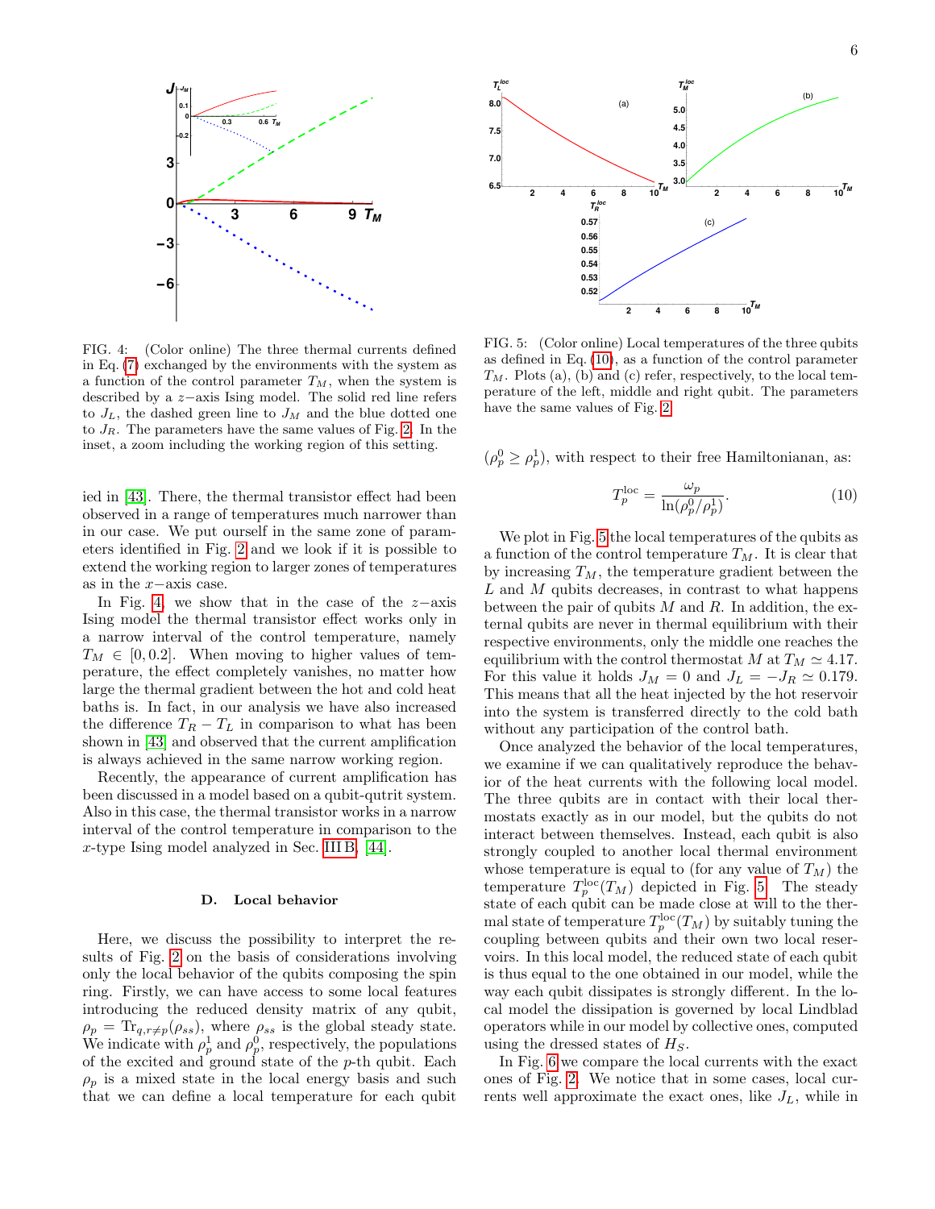FIG. 4: (Color online) The three thermal currents defined in Eq. (7) exchanged by the environments with the system as a function of the control parameter $T_M$, when the system is described by a $z-$axis Ising model. The solid red line refers to $J_L$, the dashed green line to $J_M$ and the blue dotted one to $J_R$. The parameters have the same values of Fig. 2. In the inset, a zoom including the working region of this setting.

ied in [43]. There, the thermal transistor effect had been observed in a range of temperatures much narrower than in our case. We put ourself in the same zone of parameters identified in Fig. 2 and we look if it is possible to extend the working region to larger zones of temperatures as in the $x-$axis case.

In Fig. 4, we show that in the case of the $z-$axis Ising model the thermal transistor effect works only in a narrow interval of the control temperature, namely $T_M \in [0, 0.2]$. When moving to higher values of temperature, the effect completely vanishes, no matter how large the thermal gradient between the hot and cold heat baths is. In fact, in our analysis we have also increased the difference $T_R - T_L$ in comparison to what has been shown in [43] and observed that the current amplification is always achieved in the same narrow working region.

Recently, the appearance of current amplification has been discussed in a model based on a qubit-qutrit system. Also in this case, the thermal transistor works in a narrow interval of the control temperature in comparison to the $x$-type Ising model analyzed in Sec. III B, [44].

### D. Local behavior

Here, we discuss the possibility to interpret the results of Fig. 2 on the basis of considerations involving only the local behavior of the qubits composing the spin ring. Firstly, we can have access to some local features introducing the reduced density matrix of any qubit, $\rho_p = \mathrm{Tr}_{q,r\neq p}(\rho_{ss})$, where $\rho_{ss}$ is the global steady state. We indicate with $\rho_p^1$ and $\rho_p^0$, respectively, the populations of the excited and ground state of the $p$-th qubit. Each $\rho_p$ is a mixed state in the local energy basis and such that we can define a local temperature for each qubit

FIG. 5: (Color online) Local temperatures of the three qubits as defined in Eq. (10), as a function of the control parameter $T_M$. Plots (a), (b) and (c) refer, respectively, to the local temperature of the left, middle and right qubit. The parameters have the same values of Fig. 2.

($\rho_p^0 \geq \rho_p^1$), with respect to their free Hamiltonianan, as:

$$T_p^{\mathrm{loc}} = \frac{\omega_p}{\ln(\rho_p^0/\rho_p^1)}. \tag{10}$$

We plot in Fig. 5 the local temperatures of the qubits as a function of the control temperature $T_M$. It is clear that by increasing $T_M$, the temperature gradient between the $L$ and $M$ qubits decreases, in contrast to what happens between the pair of qubits $M$ and $R$. In addition, the external qubits are never in thermal equilibrium with their respective environments, only the middle one reaches the equilibrium with the control thermostat $M$ at $T_M \simeq 4.17$. For this value it holds $J_M = 0$ and $J_L = -J_R \simeq 0.179$. This means that all the heat injected by the hot reservoir into the system is transferred directly to the cold bath without any participation of the control bath.

Once analyzed the behavior of the local temperatures, we examine if we can qualitatively reproduce the behavior of the heat currents with the following local model. The three qubits are in contact with their local thermostats exactly as in our model, but the qubits do not interact between themselves. Instead, each qubit is also strongly coupled to another local thermal environment whose temperature is equal to (for any value of $T_M$) the temperature $T_p^{\mathrm{loc}}(T_M)$ depicted in Fig. 5. The steady state of each qubit can be made close at will to the thermal state of temperature $T_p^{\mathrm{loc}}(T_M)$ by suitably tuning the coupling between qubits and their own two local reservoirs. In this local model, the reduced state of each qubit is thus equal to the one obtained in our model, while the way each qubit dissipates is strongly different. In the local model the dissipation is governed by local Lindblad operators while in our model by collective ones, computed using the dressed states of $H_S$.

In Fig. 6 we compare the local currents with the exact ones of Fig. 2. We notice that in some cases, local currents well approximate the exact ones, like $J_L$, while in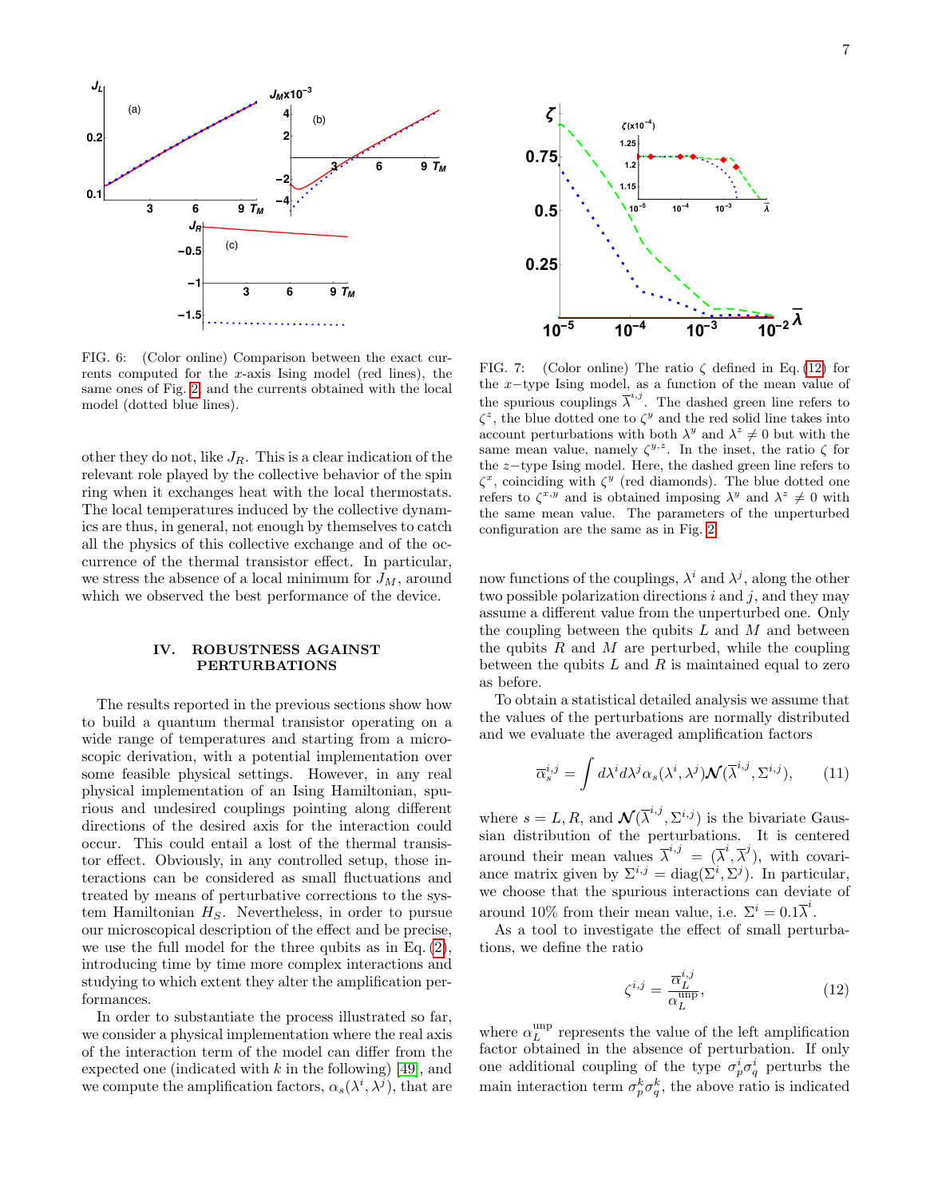FIG. 6: (Color online) Comparison between the exact currents computed for the $x$-axis Ising model (red lines), the same ones of Fig. 2, and the currents obtained with the local model (dotted blue lines).

FIG. 7: (Color online) The ratio $\zeta$ defined in Eq. (12) for the $x-$type Ising model, as a function of the mean value of the spurious couplings $\overline{\lambda}^{i,j}$. The dashed green line refers to $\zeta^z$, the blue dotted one to $\zeta^y$ and the red solid line takes into account perturbations with both $\lambda^y$ and $\lambda^z \neq 0$ but with the same mean value, namely $\zeta^{y,z}$. In the inset, the ratio $\zeta$ for the $z-$type Ising model. Here, the dashed green line refers to $\zeta^x$, coinciding with $\zeta^y$ (red diamonds). The blue dotted one refers to $\zeta^{x,y}$ and is obtained imposing $\lambda^y$ and $\lambda^z \neq 0$ with the same mean value. The parameters of the unperturbed configuration are the same as in Fig. 2.

other they do not, like $J_R$. This is a clear indication of the relevant role played by the collective behavior of the spin ring when it exchanges heat with the local thermostats. The local temperatures induced by the collective dynamics are thus, in general, not enough by themselves to catch all the physics of this collective exchange and of the occurrence of the thermal transistor effect. In particular, we stress the absence of a local minimum for $J_M$, around which we observed the best performance of the device.

## IV. ROBUSTNESS AGAINST PERTURBATIONS

The results reported in the previous sections show how to build a quantum thermal transistor operating on a wide range of temperatures and starting from a microscopic derivation, with a potential implementation over some feasible physical settings. However, in any real physical implementation of an Ising Hamiltonian, spurious and undesired couplings pointing along different directions of the desired axis for the interaction could occur. This could entail a lost of the thermal transistor effect. Obviously, in any controlled setup, those interactions can be considered as small fluctuations and treated by means of perturbative corrections to the system Hamiltonian $H_S$. Nevertheless, in order to pursue our microscopical description of the effect and be precise, we use the full model for the three qubits as in Eq. (2), introducing time by time more complex interactions and studying to which extent they alter the amplification performances.

In order to substantiate the process illustrated so far, we consider a physical implementation where the real axis of the interaction term of the model can differ from the expected one (indicated with $k$ in the following) [49], and we compute the amplification factors, $\alpha_s(\lambda^i, \lambda^j)$, that are now functions of the couplings, $\lambda^i$ and $\lambda^j$, along the other two possible polarization directions $i$ and $j$, and they may assume a different value from the unperturbed one. Only the coupling between the qubits $L$ and $M$ and between the qubits $R$ and $M$ are perturbed, while the coupling between the qubits $L$ and $R$ is maintained equal to zero as before.

To obtain a statistical detailed analysis we assume that the values of the perturbations are normally distributed and we evaluate the averaged amplification factors

$$\overline{\alpha}_s^{i,j} = \int d\lambda^i d\lambda^j \alpha_s(\lambda^i, \lambda^j) \boldsymbol{\mathcal{N}}(\overline{\lambda}^{i,j}, \Sigma^{i,j}), \qquad (11)$$

where $s = L, R$, and $\boldsymbol{\mathcal{N}}(\overline{\lambda}^{i,j}, \Sigma^{i,j})$ is the bivariate Gaussian distribution of the perturbations. It is centered around their mean values $\overline{\lambda}^{i,j} = (\overline{\lambda}^i, \overline{\lambda}^j)$, with covariance matrix given by $\Sigma^{i,j} = \text{diag}(\Sigma^i, \Sigma^j)$. In particular, we choose that the spurious interactions can deviate of around 10% from their mean value, i.e. $\Sigma^i = 0.1\overline{\lambda}^i$.

As a tool to investigate the effect of small perturbations, we define the ratio

$$\zeta^{i,j} = \frac{\overline{\alpha}_L^{i,j}}{\alpha_L^{\text{unp}}}, \qquad (12)$$

where $\alpha_L^{\text{unp}}$ represents the value of the left amplification factor obtained in the absence of perturbation. If only one additional coupling of the type $\sigma_p^i \sigma_q^i$ perturbs the main interaction term $\sigma_p^k \sigma_q^k$, the above ratio is indicated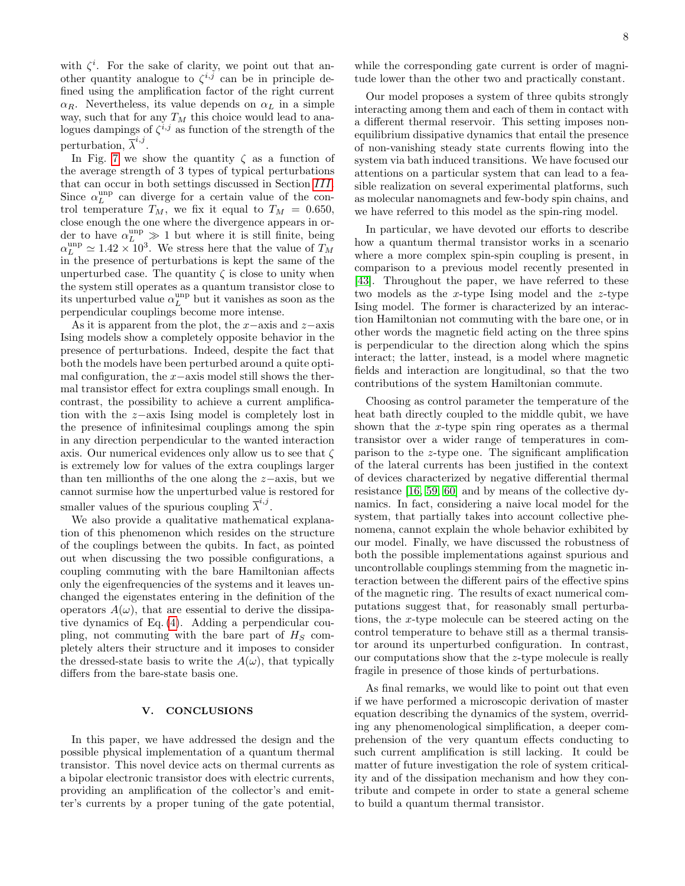with $\zeta^i$. For the sake of clarity, we point out that another quantity analogue to $\zeta^{i,j}$ can be in principle defined using the amplification factor of the right current $\alpha_R$. Nevertheless, its value depends on $\alpha_L$ in a simple way, such that for any $T_M$ this choice would lead to analogues dampings of $\zeta^{i,j}$ as function of the strength of the perturbation, $\overline{\lambda}^{i,j}$.

In Fig. 7 we show the quantity $\zeta$ as a function of the average strength of 3 types of typical perturbations that can occur in both settings discussed in Section *III*. Since $\alpha_L^{\text{unp}}$ can diverge for a certain value of the control temperature $T_M$, we fix it equal to $T_M = 0.650$, close enough the one where the divergence appears in order to have $\alpha_L^{\text{unp}} \gg 1$ but where it is still finite, being $\alpha_L^{\text{unp}} \simeq 1.42 \times 10^3$. We stress here that the value of $T_M$ in the presence of perturbations is kept the same of the unperturbed case. The quantity $\zeta$ is close to unity when the system still operates as a quantum transistor close to its unperturbed value $\alpha_L^{\text{unp}}$ but it vanishes as soon as the perpendicular couplings become more intense.

As it is apparent from the plot, the $x-$axis and $z-$axis Ising models show a completely opposite behavior in the presence of perturbations. Indeed, despite the fact that both the models have been perturbed around a quite optimal configuration, the $x-$axis model still shows the thermal transistor effect for extra couplings small enough. In contrast, the possibility to achieve a current amplification with the $z-$axis Ising model is completely lost in the presence of infinitesimal couplings among the spin in any direction perpendicular to the wanted interaction axis. Our numerical evidences only allow us to see that $\zeta$ is extremely low for values of the extra couplings larger than ten millionths of the one along the $z-$axis, but we cannot surmise how the unperturbed value is restored for smaller values of the spurious coupling $\overline{\lambda}^{i,j}$.

We also provide a qualitative mathematical explanation of this phenomenon which resides on the structure of the couplings between the qubits. In fact, as pointed out when discussing the two possible configurations, a coupling commuting with the bare Hamiltonian affects only the eigenfrequencies of the systems and it leaves unchanged the eigenstates entering in the definition of the operators $A(\omega)$, that are essential to derive the dissipative dynamics of Eq. (4). Adding a perpendicular coupling, not commuting with the bare part of $H_S$ completely alters their structure and it imposes to consider the dressed-state basis to write the $A(\omega)$, that typically differs from the bare-state basis one.

## V. CONCLUSIONS

In this paper, we have addressed the design and the possible physical implementation of a quantum thermal transistor. This novel device acts on thermal currents as a bipolar electronic transistor does with electric currents, providing an amplification of the collector's and emitter's currents by a proper tuning of the gate potential, while the corresponding gate current is order of magnitude lower than the other two and practically constant.

Our model proposes a system of three qubits strongly interacting among them and each of them in contact with a different thermal reservoir. This setting imposes non-equilibrium dissipative dynamics that entail the presence of non-vanishing steady state currents flowing into the system via bath induced transitions. We have focused our attentions on a particular system that can lead to a feasible realization on several experimental platforms, such as molecular nanomagnets and few-body spin chains, and we have referred to this model as the spin-ring model.

In particular, we have devoted our efforts to describe how a quantum thermal transistor works in a scenario where a more complex spin-spin coupling is present, in comparison to a previous model recently presented in [43]. Throughout the paper, we have referred to these two models as the $x$-type Ising model and the $z$-type Ising model. The former is characterized by an interaction Hamiltonian not commuting with the bare one, or in other words the magnetic field acting on the three spins is perpendicular to the direction along which the spins interact; the latter, instead, is a model where magnetic fields and interaction are longitudinal, so that the two contributions of the system Hamiltonian commute.

Choosing as control parameter the temperature of the heat bath directly coupled to the middle qubit, we have shown that the $x$-type spin ring operates as a thermal transistor over a wider range of temperatures in comparison to the $z$-type one. The significant amplification of the lateral currents has been justified in the context of devices characterized by negative differential thermal resistance [16, 59, 60] and by means of the collective dynamics. In fact, considering a naive local model for the system, that partially takes into account collective phenomena, cannot explain the whole behavior exhibited by our model. Finally, we have discussed the robustness of both the possible implementations against spurious and uncontrollable couplings stemming from the magnetic interaction between the different pairs of the effective spins of the magnetic ring. The results of exact numerical computations suggest that, for reasonably small perturbations, the $x$-type molecule can be steered acting on the control temperature to behave still as a thermal transistor around its unperturbed configuration. In contrast, our computations show that the $z$-type molecule is really fragile in presence of those kinds of perturbations.

As final remarks, we would like to point out that even if we have performed a microscopic derivation of master equation describing the dynamics of the system, overriding any phenomenological simplification, a deeper comprehension of the very quantum effects conducting to such current amplification is still lacking. It could be matter of future investigation the role of system criticality and of the dissipation mechanism and how they contribute and compete in order to state a general scheme to build a quantum thermal transistor.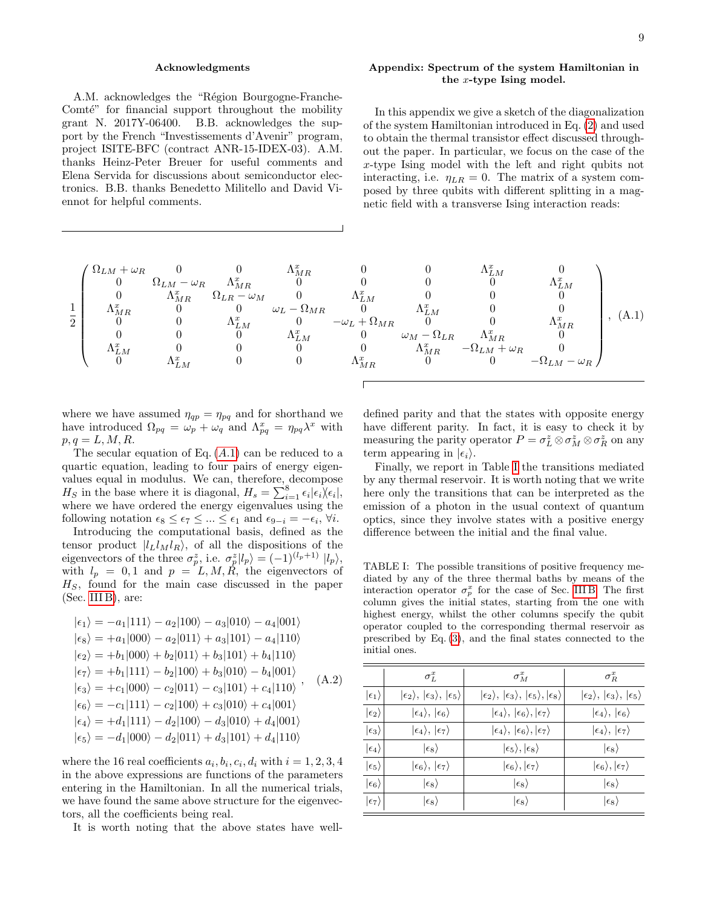## Acknowledgments

A.M. acknowledges the "Région Bourgogne-Franche-Comté" for financial support throughout the mobility grant N. 2017Y-06400. B.B. acknowledges the support by the French "Investissements d'Avenir" program, project ISITE-BFC (contract ANR-15-IDEX-03). A.M. thanks Heinz-Peter Breuer for useful comments and Elena Servida for discussions about semiconductor electronics. B.B. thanks Benedetto Militello and David Viennot for helpful comments.

## Appendix: Spectrum of the system Hamiltonian in the $x$-type Ising model.

In this appendix we give a sketch of the diagonalization of the system Hamiltonian introduced in Eq. (2) and used to obtain the thermal transistor effect discussed throughout the paper. In particular, we focus on the case of the $x$-type Ising model with the left and right qubits not interacting, i.e. $\eta_{LR} = 0$. The matrix of a system composed by three qubits with different splitting in a magnetic field with a transverse Ising interaction reads:

$$
\frac{1}{2}\begin{pmatrix}
\Omega_{LM}+\omega_R & 0 & 0 & \Lambda^x_{MR} & 0 & 0 & \Lambda^x_{LM} & 0 \\
0 & \Omega_{LM}-\omega_R & \Lambda^x_{MR} & 0 & 0 & 0 & 0 & \Lambda^x_{LM} \\
0 & \Lambda^x_{MR} & \Omega_{LR}-\omega_M & 0 & \Lambda^x_{LM} & 0 & 0 & 0 \\
\Lambda^x_{MR} & 0 & 0 & \omega_L-\Omega_{MR} & 0 & \Lambda^x_{LM} & 0 & 0 \\
0 & 0 & \Lambda^x_{LM} & 0 & -\omega_L+\Omega_{MR} & 0 & 0 & \Lambda^x_{MR} \\
0 & 0 & 0 & \Lambda^x_{LM} & 0 & \omega_M-\Omega_{LR} & \Lambda^x_{MR} & 0 \\
\Lambda^x_{LM} & 0 & 0 & 0 & 0 & \Lambda^x_{MR} & -\Omega_{LM}+\omega_R & 0 \\
0 & \Lambda^x_{LM} & 0 & 0 & \Lambda^x_{MR} & 0 & 0 & -\Omega_{LM}-\omega_R
\end{pmatrix}, \quad \text{(A.1)}
$$

where we have assumed $\eta_{qp} = \eta_{pq}$ and for shorthand we have introduced $\Omega_{pq} = \omega_p + \omega_q$ and $\Lambda^x_{pq} = \eta_{pq}\lambda^x$ with $p, q = L, M, R$.

The secular equation of Eq. ($A.1$) can be reduced to a quartic equation, leading to four pairs of energy eigenvalues equal in modulus. We can, therefore, decompose $H_S$ in the base where it is diagonal, $H_s = \sum_{i=1}^{8} \epsilon_i |\epsilon_i\rangle\langle\epsilon_i|$, where we have ordered the energy eigenvalues using the following notation $\epsilon_8 \leq \epsilon_7 \leq ... \leq \epsilon_1$ and $\epsilon_{9-i} = -\epsilon_i$, $\forall i$.

Introducing the computational basis, defined as the tensor product $|l_L l_M l_R\rangle$, of all the dispositions of the eigenvectors of the three $\sigma^z_p$, i.e. $\sigma^z_p|l_p\rangle = (-1)^{(l_p+1)}\,|l_p\rangle$, with $l_p = 0, 1$ and $p = L, M, R$, the eigenvectors of $H_S$, found for the main case discussed in the paper (Sec. III B), are:

$$
\begin{aligned}
|\epsilon_1\rangle &= -a_1|111\rangle - a_2|100\rangle - a_3|010\rangle - a_4|001\rangle \\
|\epsilon_8\rangle &= +a_1|000\rangle - a_2|011\rangle + a_3|101\rangle - a_4|110\rangle \\
|\epsilon_2\rangle &= +b_1|000\rangle + b_2|011\rangle + b_3|101\rangle + b_4|110\rangle \\
|\epsilon_7\rangle &= +b_1|111\rangle - b_2|100\rangle + b_3|010\rangle - b_4|001\rangle \\
|\epsilon_3\rangle &= +c_1|000\rangle - c_2|011\rangle - c_3|101\rangle + c_4|110\rangle \\
|\epsilon_6\rangle &= -c_1|111\rangle - c_2|100\rangle + c_3|010\rangle + c_4|001\rangle \\
|\epsilon_4\rangle &= +d_1|111\rangle - d_2|100\rangle - d_3|010\rangle + d_4|001\rangle \\
|\epsilon_5\rangle &= -d_1|000\rangle - d_2|011\rangle + d_3|101\rangle + d_4|110\rangle
\end{aligned}, \quad \text{(A.2)}
$$

where the 16 real coefficients $a_i, b_i, c_i, d_i$ with $i = 1, 2, 3, 4$ in the above expressions are functions of the parameters entering in the Hamiltonian. In all the numerical trials, we have found the same above structure for the eigenvectors, all the coefficients being real.

It is worth noting that the above states have well-defined parity and that the states with opposite energy have different parity. In fact, it is easy to check it by measuring the parity operator $P = \sigma^z_L \otimes \sigma^z_M \otimes \sigma^z_R$ on any term appearing in $|\epsilon_i\rangle$.

Finally, we report in Table I the transitions mediated by any thermal reservoir. It is worth noting that we write here only the transitions that can be interpreted as the emission of a photon in the usual context of quantum optics, since they involve states with a positive energy difference between the initial and the final value.

TABLE I: The possible transitions of positive frequency mediated by any of the three thermal baths by means of the interaction operator $\sigma^x_p$ for the case of Sec. III B. The first column gives the initial states, starting from the one with highest energy, whilst the other columns specify the qubit operator coupled to the corresponding thermal reservoir as prescribed by Eq. (3), and the final states connected to the initial ones.

| | $\sigma^x_L$ | $\sigma^x_M$ | $\sigma^x_R$ |
|---|---|---|---|
| $\lvert\epsilon_1\rangle$ | $\lvert\epsilon_2\rangle$, $\lvert\epsilon_3\rangle$, $\lvert\epsilon_5\rangle$ | $\lvert\epsilon_2\rangle$, $\lvert\epsilon_3\rangle$, $\lvert\epsilon_5\rangle$, $\lvert\epsilon_8\rangle$ | $\lvert\epsilon_2\rangle$, $\lvert\epsilon_3\rangle$, $\lvert\epsilon_5\rangle$ |
| $\lvert\epsilon_2\rangle$ | $\lvert\epsilon_4\rangle$, $\lvert\epsilon_6\rangle$ | $\lvert\epsilon_4\rangle$, $\lvert\epsilon_6\rangle$, $\lvert\epsilon_7\rangle$ | $\lvert\epsilon_4\rangle$, $\lvert\epsilon_6\rangle$ |
| $\lvert\epsilon_3\rangle$ | $\lvert\epsilon_4\rangle$, $\lvert\epsilon_7\rangle$ | $\lvert\epsilon_4\rangle$, $\lvert\epsilon_6\rangle$, $\lvert\epsilon_7\rangle$ | $\lvert\epsilon_4\rangle$, $\lvert\epsilon_7\rangle$ |
| $\lvert\epsilon_4\rangle$ | $\lvert\epsilon_8\rangle$ | $\lvert\epsilon_5\rangle$, $\lvert\epsilon_8\rangle$ | $\lvert\epsilon_8\rangle$ |
| $\lvert\epsilon_5\rangle$ | $\lvert\epsilon_6\rangle$, $\lvert\epsilon_7\rangle$ | $\lvert\epsilon_6\rangle$, $\lvert\epsilon_7\rangle$ | $\lvert\epsilon_6\rangle$, $\lvert\epsilon_7\rangle$ |
| $\lvert\epsilon_6\rangle$ | $\lvert\epsilon_8\rangle$ | $\lvert\epsilon_8\rangle$ | $\lvert\epsilon_8\rangle$ |
| $\lvert\epsilon_7\rangle$ | $\lvert\epsilon_8\rangle$ | $\lvert\epsilon_8\rangle$ | $\lvert\epsilon_8\rangle$ |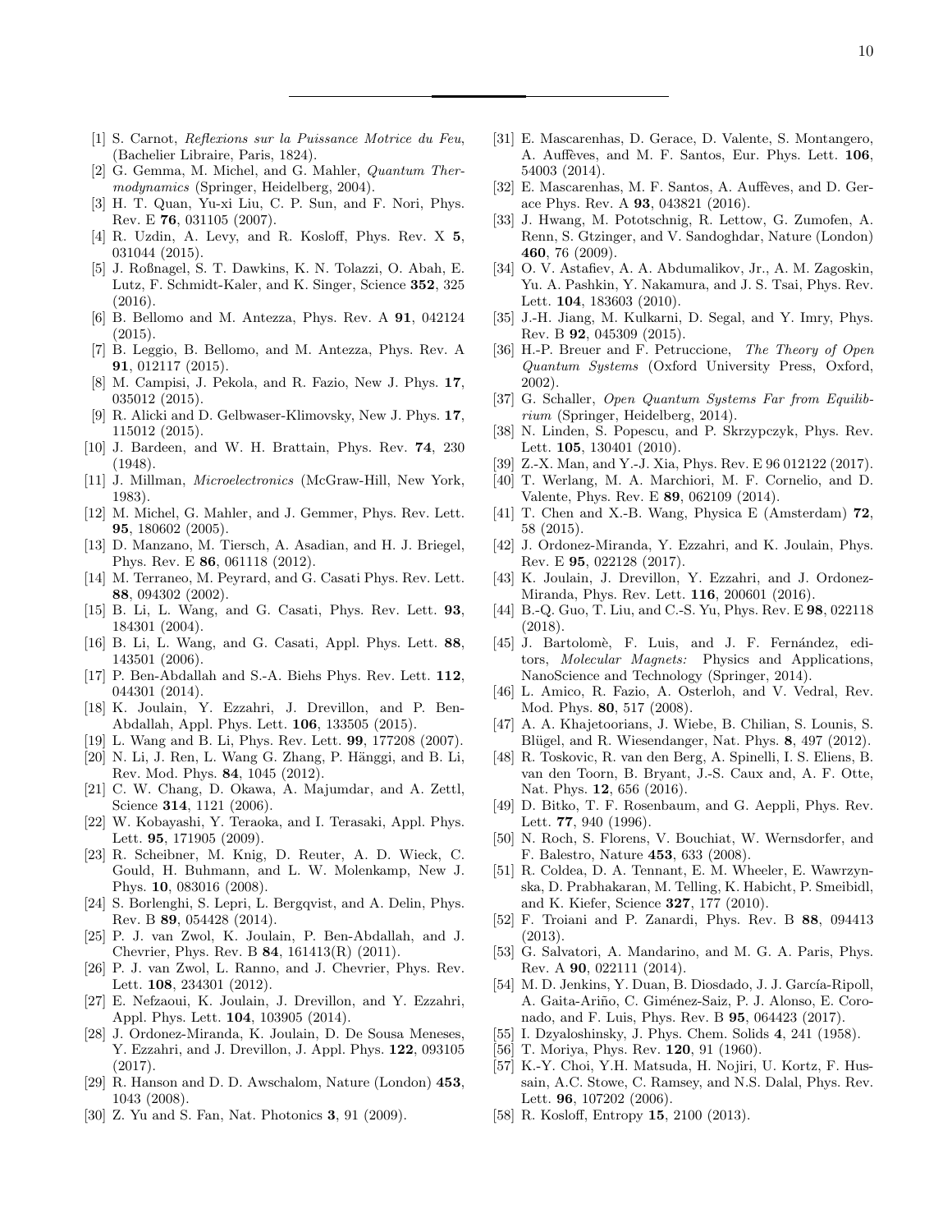[1] S. Carnot, *Reflexions sur la Puissance Motrice du Feu*, (Bachelier Libraire, Paris, 1824).

[2] G. Gemma, M. Michel, and G. Mahler, *Quantum Thermodynamics* (Springer, Heidelberg, 2004).

[3] H. T. Quan, Yu-xi Liu, C. P. Sun, and F. Nori, Phys. Rev. E **76**, 031105 (2007).

[4] R. Uzdin, A. Levy, and R. Kosloff, Phys. Rev. X **5**, 031044 (2015).

[5] J. Roßnagel, S. T. Dawkins, K. N. Tolazzi, O. Abah, E. Lutz, F. Schmidt-Kaler, and K. Singer, Science **352**, 325 (2016).

[6] B. Bellomo and M. Antezza, Phys. Rev. A **91**, 042124 (2015).

[7] B. Leggio, B. Bellomo, and M. Antezza, Phys. Rev. A **91**, 012117 (2015).

[8] M. Campisi, J. Pekola, and R. Fazio, New J. Phys. **17**, 035012 (2015).

[9] R. Alicki and D. Gelbwaser-Klimovsky, New J. Phys. **17**, 115012 (2015).

[10] J. Bardeen, and W. H. Brattain, Phys. Rev. **74**, 230 (1948).

[11] J. Millman, *Microelectronics* (McGraw-Hill, New York, 1983).

[12] M. Michel, G. Mahler, and J. Gemmer, Phys. Rev. Lett. **95**, 180602 (2005).

[13] D. Manzano, M. Tiersch, A. Asadian, and H. J. Briegel, Phys. Rev. E **86**, 061118 (2012).

[14] M. Terraneo, M. Peyrard, and G. Casati Phys. Rev. Lett. **88**, 094302 (2002).

[15] B. Li, L. Wang, and G. Casati, Phys. Rev. Lett. **93**, 184301 (2004).

[16] B. Li, L. Wang, and G. Casati, Appl. Phys. Lett. **88**, 143501 (2006).

[17] P. Ben-Abdallah and S.-A. Biehs Phys. Rev. Lett. **112**, 044301 (2014).

[18] K. Joulain, Y. Ezzahri, J. Drevillon, and P. Ben-Abdallah, Appl. Phys. Lett. **106**, 133505 (2015).

[19] L. Wang and B. Li, Phys. Rev. Lett. **99**, 177208 (2007).

[20] N. Li, J. Ren, L. Wang G. Zhang, P. Hänggi, and B. Li, Rev. Mod. Phys. **84**, 1045 (2012).

[21] C. W. Chang, D. Okawa, A. Majumdar, and A. Zettl, Science **314**, 1121 (2006).

[22] W. Kobayashi, Y. Teraoka, and I. Terasaki, Appl. Phys. Lett. **95**, 171905 (2009).

[23] R. Scheibner, M. Knig, D. Reuter, A. D. Wieck, C. Gould, H. Buhmann, and L. W. Molenkamp, New J. Phys. **10**, 083016 (2008).

[24] S. Borlenghi, S. Lepri, L. Bergqvist, and A. Delin, Phys. Rev. B **89**, 054428 (2014).

[25] P. J. van Zwol, K. Joulain, P. Ben-Abdallah, and J. Chevrier, Phys. Rev. B **84**, 161413(R) (2011).

[26] P. J. van Zwol, L. Ranno, and J. Chevrier, Phys. Rev. Lett. **108**, 234301 (2012).

[27] E. Nefzaoui, K. Joulain, J. Drevillon, and Y. Ezzahri, Appl. Phys. Lett. **104**, 103905 (2014).

[28] J. Ordonez-Miranda, K. Joulain, D. De Sousa Meneses, Y. Ezzahri, and J. Drevillon, J. Appl. Phys. **122**, 093105 (2017).

[29] R. Hanson and D. D. Awschalom, Nature (London) **453**, 1043 (2008).

[30] Z. Yu and S. Fan, Nat. Photonics **3**, 91 (2009).

[31] E. Mascarenhas, D. Gerace, D. Valente, S. Montangero, A. Auffèves, and M. F. Santos, Eur. Phys. Lett. **106**, 54003 (2014).

[32] E. Mascarenhas, M. F. Santos, A. Auffèves, and D. Gerace Phys. Rev. A **93**, 043821 (2016).

[33] J. Hwang, M. Pototschnig, R. Lettow, G. Zumofen, A. Renn, S. Gtzinger, and V. Sandoghdar, Nature (London) **460**, 76 (2009).

[34] O. V. Astafiev, A. A. Abdumalikov, Jr., A. M. Zagoskin, Yu. A. Pashkin, Y. Nakamura, and J. S. Tsai, Phys. Rev. Lett. **104**, 183603 (2010).

[35] J.-H. Jiang, M. Kulkarni, D. Segal, and Y. Imry, Phys. Rev. B **92**, 045309 (2015).

[36] H.-P. Breuer and F. Petruccione, *The Theory of Open Quantum Systems* (Oxford University Press, Oxford, 2002).

[37] G. Schaller, *Open Quantum Systems Far from Equilibrium* (Springer, Heidelberg, 2014).

[38] N. Linden, S. Popescu, and P. Skrzypczyk, Phys. Rev. Lett. **105**, 130401 (2010).

[39] Z.-X. Man, and Y.-J. Xia, Phys. Rev. E 96 012122 (2017).

[40] T. Werlang, M. A. Marchiori, M. F. Cornelio, and D. Valente, Phys. Rev. E **89**, 062109 (2014).

[41] T. Chen and X.-B. Wang, Physica E (Amsterdam) **72**, 58 (2015).

[42] J. Ordonez-Miranda, Y. Ezzahri, and K. Joulain, Phys. Rev. E **95**, 022128 (2017).

[43] K. Joulain, J. Drevillon, Y. Ezzahri, and J. Ordonez-Miranda, Phys. Rev. Lett. **116**, 200601 (2016).

[44] B.-Q. Guo, T. Liu, and C.-S. Yu, Phys. Rev. E **98**, 022118 (2018).

[45] J. Bartolomè, F. Luis, and J. F. Fernández, editors, *Molecular Magnets:* Physics and Applications, NanoScience and Technology (Springer, 2014).

[46] L. Amico, R. Fazio, A. Osterloh, and V. Vedral, Rev. Mod. Phys. **80**, 517 (2008).

[47] A. A. Khajetoorians, J. Wiebe, B. Chilian, S. Lounis, S. Blügel, and R. Wiesendanger, Nat. Phys. **8**, 497 (2012).

[48] R. Toskovic, R. van den Berg, A. Spinelli, I. S. Eliens, B. van den Toorn, B. Bryant, J.-S. Caux and, A. F. Otte, Nat. Phys. **12**, 656 (2016).

[49] D. Bitko, T. F. Rosenbaum, and G. Aeppli, Phys. Rev. Lett. **77**, 940 (1996).

[50] N. Roch, S. Florens, V. Bouchiat, W. Wernsdorfer, and F. Balestro, Nature **453**, 633 (2008).

[51] R. Coldea, D. A. Tennant, E. M. Wheeler, E. Wawrzynska, D. Prabhakaran, M. Telling, K. Habicht, P. Smeibidl, and K. Kiefer, Science **327**, 177 (2010).

[52] F. Troiani and P. Zanardi, Phys. Rev. B **88**, 094413 (2013).

[53] G. Salvatori, A. Mandarino, and M. G. A. Paris, Phys. Rev. A **90**, 022111 (2014).

[54] M. D. Jenkins, Y. Duan, B. Diosdado, J. J. García-Ripoll, A. Gaita-Ariño, C. Giménez-Saiz, P. J. Alonso, E. Coronado, and F. Luis, Phys. Rev. B **95**, 064423 (2017).

[55] I. Dzyaloshinsky, J. Phys. Chem. Solids **4**, 241 (1958).

[56] T. Moriya, Phys. Rev. **120**, 91 (1960).

[57] K.-Y. Choi, Y.H. Matsuda, H. Nojiri, U. Kortz, F. Hussain, A.C. Stowe, C. Ramsey, and N.S. Dalal, Phys. Rev. Lett. **96**, 107202 (2006).

[58] R. Kosloff, Entropy **15**, 2100 (2013).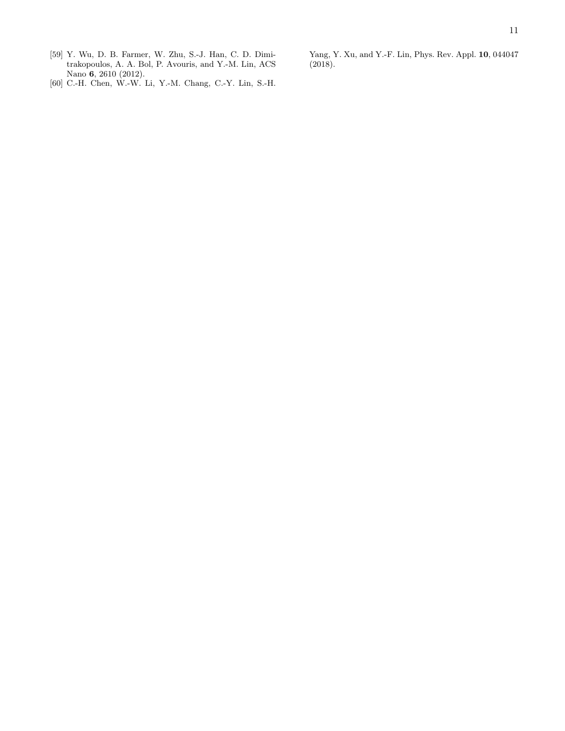[59] Y. Wu, D. B. Farmer, W. Zhu, S.-J. Han, C. D. Dimitrakopoulos, A. A. Bol, P. Avouris, and Y.-M. Lin, ACS Nano **6**, 2610 (2012).

[60] C.-H. Chen, W.-W. Li, Y.-M. Chang, C.-Y. Lin, S.-H. Yang, Y. Xu, and Y.-F. Lin, Phys. Rev. Appl. **10**, 044047 (2018).